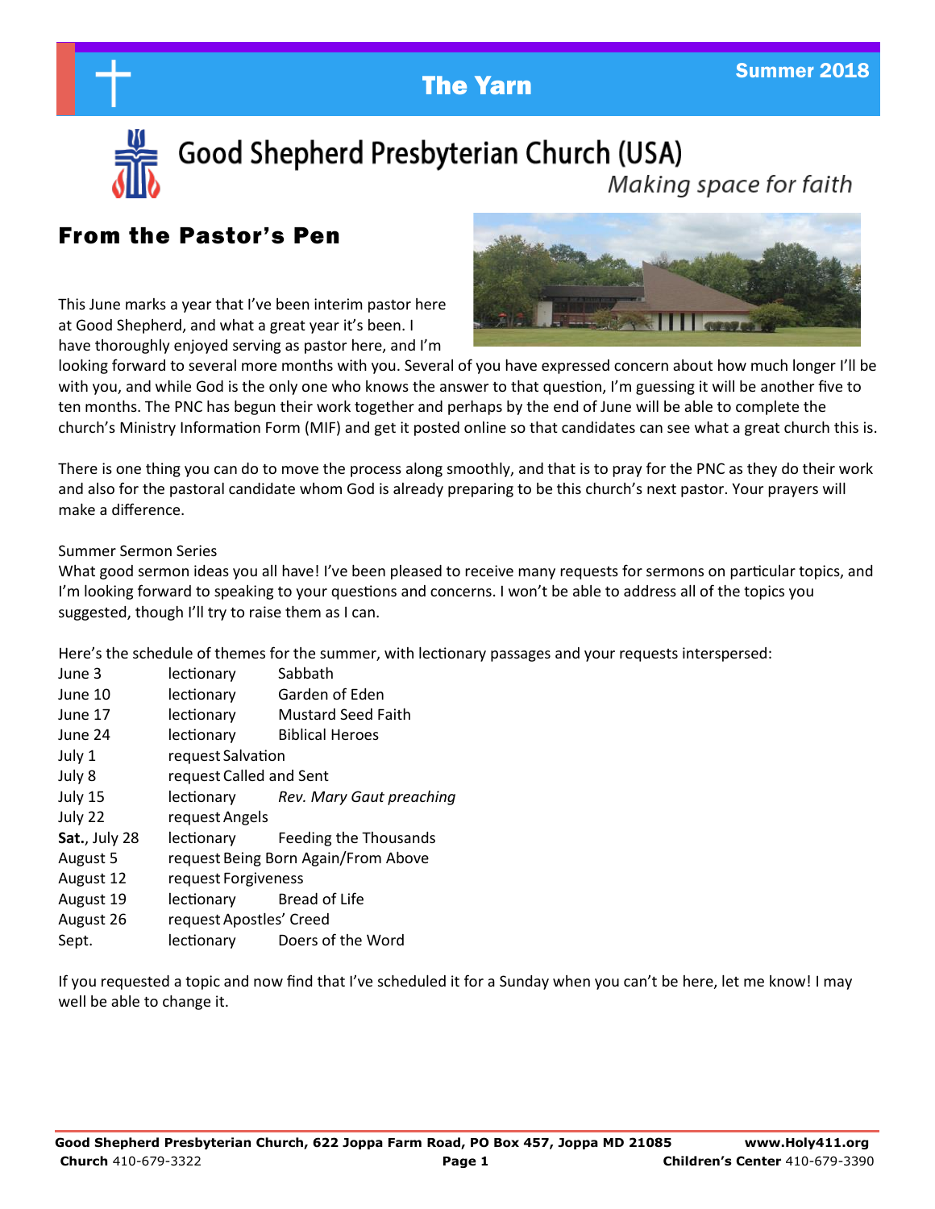# The Yarn

Summer 2018

## Good Shepherd Presbyterian Church (USA)

*Making space for faith*

## From the Pastor's Pen

This June marks a year that I've been interim pastor here at Good Shepherd, and what a great year it's been. I have thoroughly enjoyed serving as pastor here, and I'm looking forward to several more months with you. Several of you have expressed concern about how much longer I'll be with you, and while God is the only one who knows the answer to that question, I'm guessing it will be another five to ten months. The PNC has begun their work together and perhaps by the end of June will be able to complete the church's Ministry Information Form (MIF) and get it posted online so that candidates can see what a great church this is.

There is one thing you can do to move the process along smoothly, and that is to pray for the PNC as they do their work and also for the pastoral candidate whom God is already preparing to be this church's next pastor. Your prayers will make a difference.

Summer Sermon Series

What good sermon ideas you all have! I've been pleased to receive many requests for sermons on particular topics, and I'm looking forward to speaking to your questions and concerns. I won't be able to address all of the topics you suggested, though I'll try to raise them as I can.

Here's the schedule of themes for the summer, with lectionary passages and your requests interspersed:

| | | |
|---|---|---|
| June 3 | lectionary | Sabbath |
| June 10 | lectionary | Garden of Eden |
| June 17 | lectionary | Mustard Seed Faith |
| June 24 | lectionary | Biblical Heroes |
| July 1 | request | Salvation |
| July 8 | request | Called and Sent |
| July 15 | lectionary | *Rev. Mary Gaut preaching* |
| July 22 | request | Angels |
| **Sat.**, July 28 | lectionary | Feeding the Thousands |
| August 5 | request | Being Born Again/From Above |
| August 12 | request | Forgiveness |
| August 19 | lectionary | Bread of Life |
| August 26 | request | Apostles' Creed |
| Sept. | lectionary | Doers of the Word |

If you requested a topic and now find that I've scheduled it for a Sunday when you can't be here, let me know! I may well be able to change it.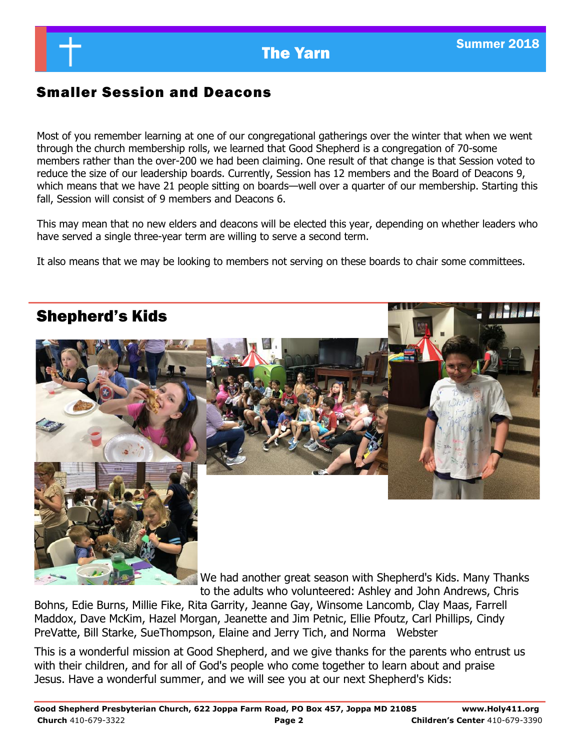## Smaller Session and Deacons

Most of you remember learning at one of our congregational gatherings over the winter that when we went through the church membership rolls, we learned that Good Shepherd is a congregation of 70-some members rather than the over-200 we had been claiming. One result of that change is that Session voted to reduce the size of our leadership boards. Currently, Session has 12 members and the Board of Deacons 9, which means that we have 21 people sitting on boards—well over a quarter of our membership. Starting this fall, Session will consist of 9 members and Deacons 6.

This may mean that no new elders and deacons will be elected this year, depending on whether leaders who have served a single three-year term are willing to serve a second term.

It also means that we may be looking to members not serving on these boards to chair some committees.

## Shepherd's Kids

We had another great season with Shepherd's Kids. Many Thanks to the adults who volunteered: Ashley and John Andrews, Chris Bohns, Edie Burns, Millie Fike, Rita Garrity, Jeanne Gay, Winsome Lancomb, Clay Maas, Farrell Maddox, Dave McKim, Hazel Morgan, Jeanette and Jim Petnic, Ellie Pfoutz, Carl Phillips, Cindy PreVatte, Bill Starke, SueThompson, Elaine and Jerry Tich, and Norma Webster

This is a wonderful mission at Good Shepherd, and we give thanks for the parents who entrust us with their children, and for all of God's people who come together to learn about and praise Jesus. Have a wonderful summer, and we will see you at our next Shepherd's Kids: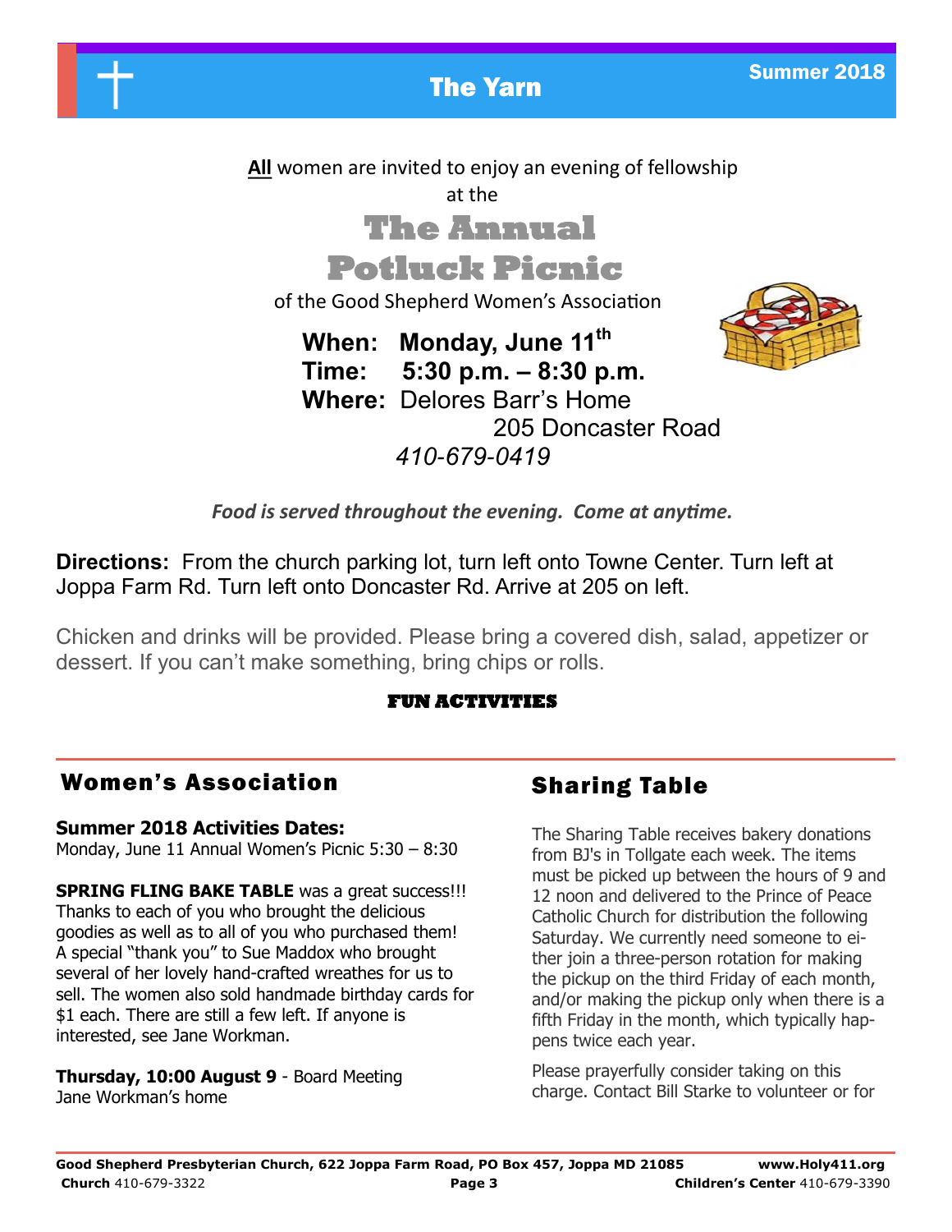**All** women are invited to enjoy an evening of fellowship at the

# The Annual Potluck Picnic

of the Good Shepherd Women's Association

**When: Monday, June 11th**
**Time: 5:30 p.m. – 8:30 p.m.**
**Where:** Delores Barr's Home
205 Doncaster Road
*410-679-0419*

***Food is served throughout the evening. Come at anytime.***

**Directions:** From the church parking lot, turn left onto Towne Center. Turn left at Joppa Farm Rd. Turn left onto Doncaster Rd. Arrive at 205 on left.

Chicken and drinks will be provided. Please bring a covered dish, salad, appetizer or dessert. If you can't make something, bring chips or rolls.

**FUN ACTIVITIES**

## Women's Association

**Summer 2018 Activities Dates:**
Monday, June 11 Annual Women's Picnic 5:30 – 8:30

**SPRING FLING BAKE TABLE** was a great success!!! Thanks to each of you who brought the delicious goodies as well as to all of you who purchased them! A special "thank you" to Sue Maddox who brought several of her lovely hand-crafted wreathes for us to sell. The women also sold handmade birthday cards for $1 each. There are still a few left. If anyone is interested, see Jane Workman.

**Thursday, 10:00 August 9** - Board Meeting
Jane Workman's home

## Sharing Table

The Sharing Table receives bakery donations from BJ's in Tollgate each week. The items must be picked up between the hours of 9 and 12 noon and delivered to the Prince of Peace Catholic Church for distribution the following Saturday. We currently need someone to either join a three-person rotation for making the pickup on the third Friday of each month, and/or making the pickup only when there is a fifth Friday in the month, which typically happens twice each year.

Please prayerfully consider taking on this charge. Contact Bill Starke to volunteer or for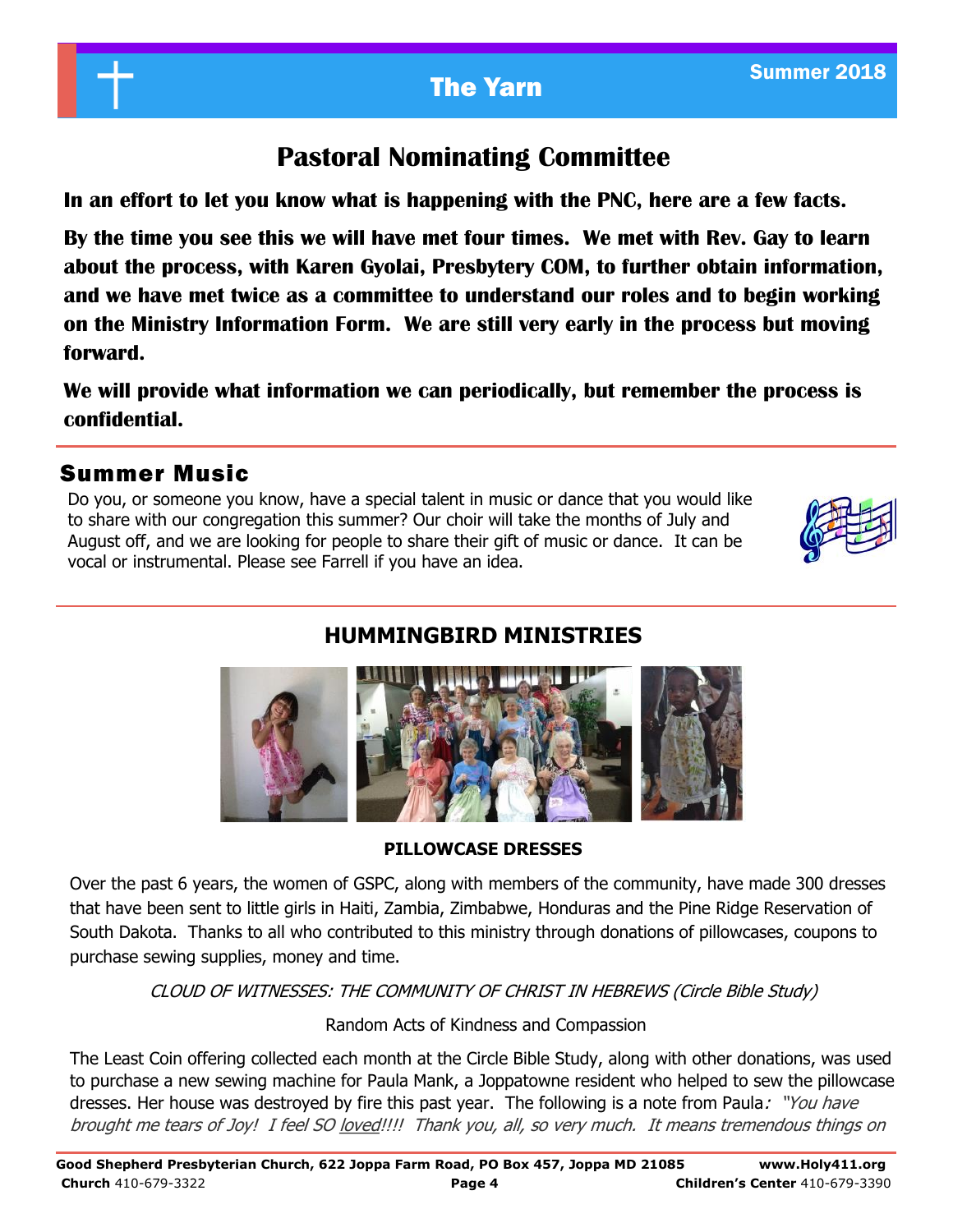## Pastoral Nominating Committee

**In an effort to let you know what is happening with the PNC, here are a few facts.**

**By the time you see this we will have met four times. We met with Rev. Gay to learn about the process, with Karen Gyolai, Presbytery COM, to further obtain information, and we have met twice as a committee to understand our roles and to begin working on the Ministry Information Form. We are still very early in the process but moving forward.**

**We will provide what information we can periodically, but remember the process is confidential.**

## Summer Music

Do you, or someone you know, have a special talent in music or dance that you would like to share with our congregation this summer? Our choir will take the months of July and August off, and we are looking for people to share their gift of music or dance. It can be vocal or instrumental. Please see Farrell if you have an idea.

## HUMMINGBIRD MINISTRIES

**PILLOWCASE DRESSES**

Over the past 6 years, the women of GSPC, along with members of the community, have made 300 dresses that have been sent to little girls in Haiti, Zambia, Zimbabwe, Honduras and the Pine Ridge Reservation of South Dakota. Thanks to all who contributed to this ministry through donations of pillowcases, coupons to purchase sewing supplies, money and time.

*CLOUD OF WITNESSES: THE COMMUNITY OF CHRIST IN HEBREWS (Circle Bible Study)*

Random Acts of Kindness and Compassion

The Least Coin offering collected each month at the Circle Bible Study, along with other donations, was used to purchase a new sewing machine for Paula Mank, a Joppatowne resident who helped to sew the pillowcase dresses. Her house was destroyed by fire this past year. The following is a note from Paula: *"You have brought me tears of Joy! I feel SO loved!!!! Thank you, all, so very much. It means tremendous things on*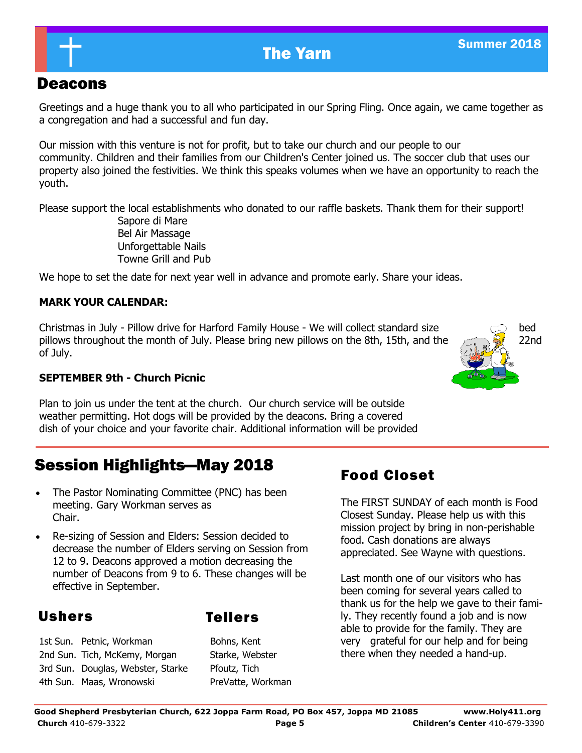## Deacons

Greetings and a huge thank you to all who participated in our Spring Fling. Once again, we came together as a congregation and had a successful and fun day.

Our mission with this venture is not for profit, but to take our church and our people to our community. Children and their families from our Children's Center joined us. The soccer club that uses our property also joined the festivities. We think this speaks volumes when we have an opportunity to reach the youth.

Please support the local establishments who donated to our raffle baskets. Thank them for their support!

Sapore di Mare
Bel Air Massage
Unforgettable Nails
Towne Grill and Pub

We hope to set the date for next year well in advance and promote early. Share your ideas.

**MARK YOUR CALENDAR:**

Christmas in July - Pillow drive for Harford Family House - We will collect standard size bed pillows throughout the month of July. Please bring new pillows on the 8th, 15th, and the 22nd of July.

**SEPTEMBER 9th - Church Picnic**

Plan to join us under the tent at the church. Our church service will be outside weather permitting. Hot dogs will be provided by the deacons. Bring a covered dish of your choice and your favorite chair. Additional information will be provided

## Session Highlights—May 2018

- The Pastor Nominating Committee (PNC) has been meeting. Gary Workman serves as Chair.
- Re-sizing of Session and Elders: Session decided to decrease the number of Elders serving on Session from 12 to 9. Deacons approved a motion decreasing the number of Deacons from 9 to 6. These changes will be effective in September.

## Ushers / Tellers

| | Ushers | Tellers |
|---|---|---|
| 1st Sun. | Petnic, Workman | Bohns, Kent |
| 2nd Sun. | Tich, McKemy, Morgan | Starke, Webster |
| 3rd Sun. | Douglas, Webster, Starke | Pfoutz, Tich |
| 4th Sun. | Maas, Wronowski | PreVatte, Workman |

## Food Closet

The FIRST SUNDAY of each month is Food Closest Sunday. Please help us with this mission project by bring in non-perishable food. Cash donations are always appreciated. See Wayne with questions.

Last month one of our visitors who has been coming for several years called to thank us for the help we gave to their family. They recently found a job and is now able to provide for the family. They are very grateful for our help and for being there when they needed a hand-up.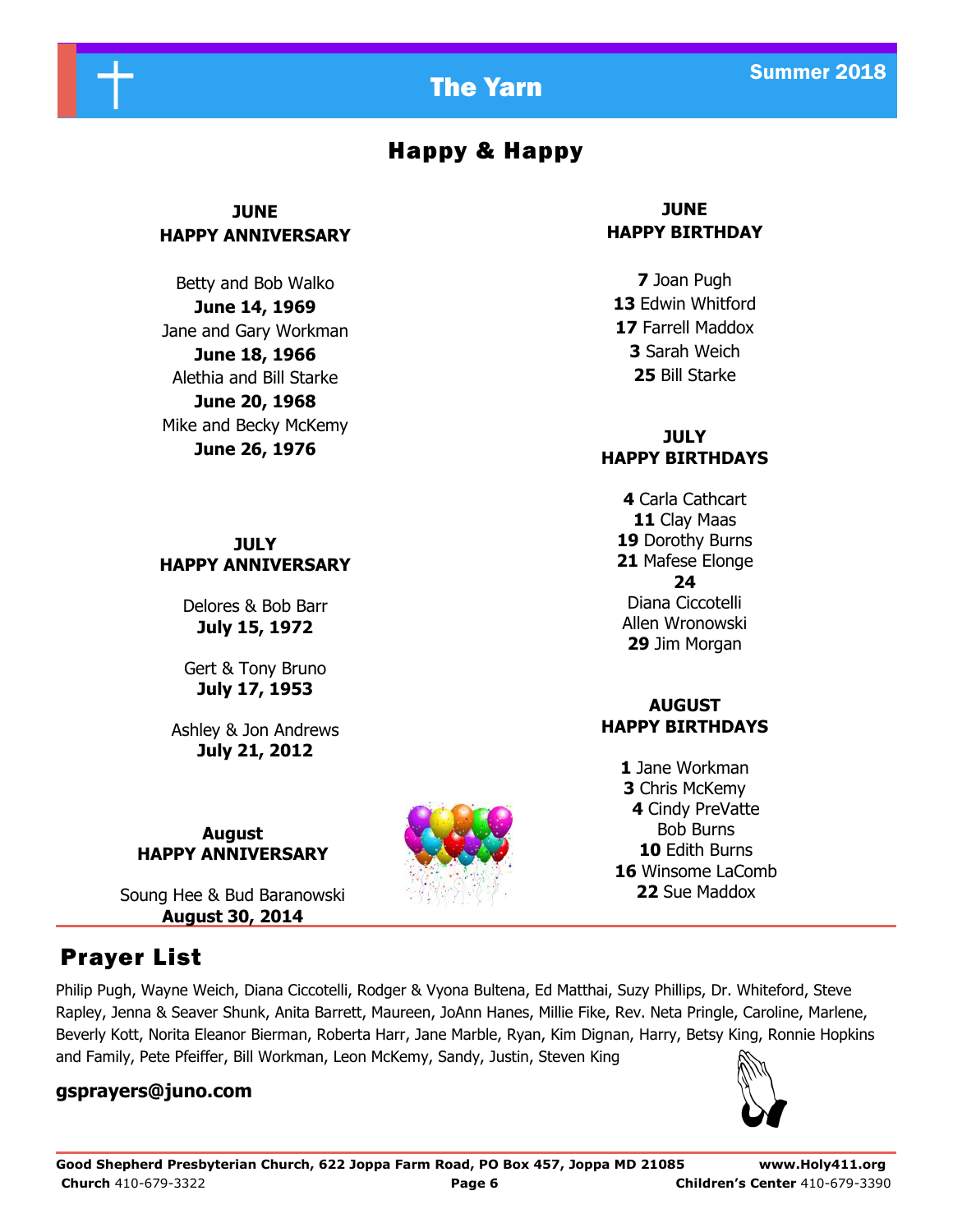# Happy & Happy

### JUNE
### HAPPY ANNIVERSARY

Betty and Bob Walko
**June 14, 1969**
Jane and Gary Workman
**June 18, 1966**
Alethia and Bill Starke
**June 20, 1968**
Mike and Becky McKemy
**June 26, 1976**

### JULY
### HAPPY ANNIVERSARY

Delores & Bob Barr
**July 15, 1972**

Gert & Tony Bruno
**July 17, 1953**

Ashley & Jon Andrews
**July 21, 2012**

### August
### HAPPY ANNIVERSARY

Soung Hee & Bud Baranowski
**August 30, 2014**

### JUNE
### HAPPY BIRTHDAY

**7** Joan Pugh
**13** Edwin Whitford
**17** Farrell Maddox
**3** Sarah Weich
**25** Bill Starke

### JULY
### HAPPY BIRTHDAYS

**4** Carla Cathcart
**11** Clay Maas
**19** Dorothy Burns
**21** Mafese Elonge
**24**
Diana Ciccotelli
Allen Wronowski
**29** Jim Morgan

### AUGUST
### HAPPY BIRTHDAYS

**1** Jane Workman
**3** Chris McKemy
**4** Cindy PreVatte
Bob Burns
**10** Edith Burns
**16** Winsome LaComb
**22** Sue Maddox

## Prayer List

Philip Pugh, Wayne Weich, Diana Ciccotelli, Rodger & Vyona Bultena, Ed Matthai, Suzy Phillips, Dr. Whiteford, Steve Rapley, Jenna & Seaver Shunk, Anita Barrett, Maureen, JoAnn Hanes, Millie Fike, Rev. Neta Pringle, Caroline, Marlene, Beverly Kott, Norita Eleanor Bierman, Roberta Harr, Jane Marble, Ryan, Kim Dignan, Harry, Betsy King, Ronnie Hopkins and Family, Pete Pfeiffer, Bill Workman, Leon McKemy, Sandy, Justin, Steven King

**gsprayers@juno.com**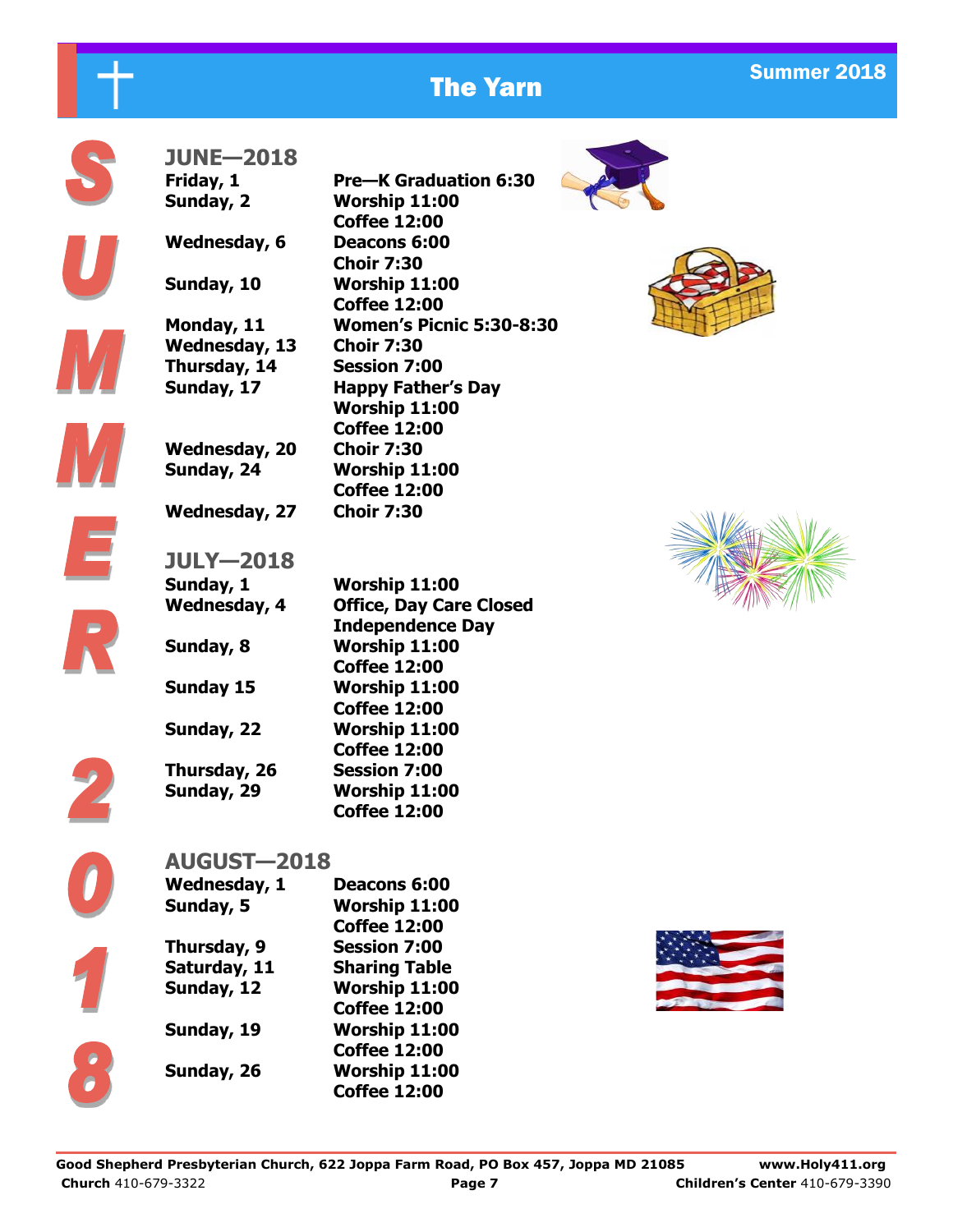## JUNE—2018

| | |
|---|---|
| Friday, 1 | Pre—K Graduation 6:30 |
| Sunday, 2 | Worship 11:00<br>Coffee 12:00 |
| Wednesday, 6 | Deacons 6:00<br>Choir 7:30 |
| Sunday, 10 | Worship 11:00<br>Coffee 12:00 |
| Monday, 11 | Women's Picnic 5:30-8:30 |
| Wednesday, 13 | Choir 7:30 |
| Thursday, 14 | Session 7:00 |
| Sunday, 17 | Happy Father's Day<br>Worship 11:00<br>Coffee 12:00 |
| Wednesday, 20 | Choir 7:30 |
| Sunday, 24 | Worship 11:00<br>Coffee 12:00 |
| Wednesday, 27 | Choir 7:30 |

## JULY—2018

| | |
|---|---|
| Sunday, 1 | Worship 11:00 |
| Wednesday, 4 | Office, Day Care Closed<br>Independence Day |
| Sunday, 8 | Worship 11:00<br>Coffee 12:00 |
| Sunday 15 | Worship 11:00<br>Coffee 12:00 |
| Sunday, 22 | Worship 11:00<br>Coffee 12:00 |
| Thursday, 26 | Session 7:00 |
| Sunday, 29 | Worship 11:00<br>Coffee 12:00 |

## AUGUST—2018

| | |
|---|---|
| Wednesday, 1 | Deacons 6:00 |
| Sunday, 5 | Worship 11:00<br>Coffee 12:00 |
| Thursday, 9 | Session 7:00 |
| Saturday, 11 | Sharing Table |
| Sunday, 12 | Worship 11:00<br>Coffee 12:00 |
| Sunday, 19 | Worship 11:00<br>Coffee 12:00 |
| Sunday, 26 | Worship 11:00<br>Coffee 12:00 |